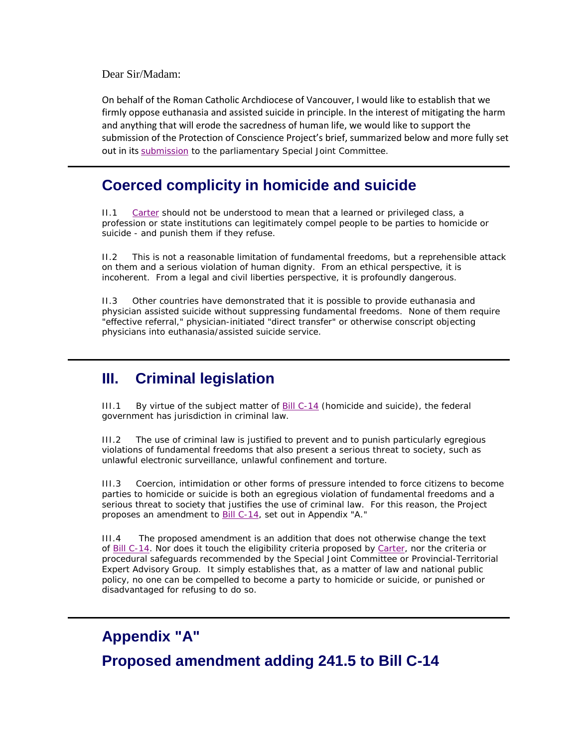Dear Sir/Madam:

On behalf of the Roman Catholic Archdiocese of Vancouver, I would like to establish that we firmly oppose euthanasia and assisted suicide in principle. In the interest of mitigating the harm and anything that will erode the sacredness of human life, we would like to support the submission of the Protection of Conscience Project's brief, summarized below and more fully set out in its submission to the parliamentary Special Joint Committee.

---

## Coerced complicity in homicide and suicide

II.1 Carter should not be understood to mean that a learned or privileged class, a profession or state institutions can legitimately compel people to be parties to homicide or suicide - and punish them if they refuse.

II.2 This is not a reasonable limitation of fundamental freedoms, but a reprehensible attack on them and a serious violation of human dignity. From an ethical perspective, it is incoherent. From a legal and civil liberties perspective, it is profoundly dangerous.

II.3 Other countries have demonstrated that it is possible to provide euthanasia and physician assisted suicide without suppressing fundamental freedoms. None of them require "effective referral," physician-initiated "direct transfer" or otherwise conscript objecting physicians into euthanasia/assisted suicide service.

---

## III. Criminal legislation

III.1 By virtue of the subject matter of Bill C-14 (homicide and suicide), the federal government has jurisdiction in criminal law.

III.2 The use of criminal law is justified to prevent and to punish particularly egregious violations of fundamental freedoms that also present a serious threat to society, such as unlawful electronic surveillance, unlawful confinement and torture.

III.3 Coercion, intimidation or other forms of pressure intended to force citizens to become parties to homicide or suicide is both an egregious violation of fundamental freedoms and a serious threat to society that justifies the use of criminal law. For this reason, the Project proposes an amendment to Bill C-14, set out in Appendix "A."

III.4 The proposed amendment is an addition that does not otherwise change the text of Bill C-14. Nor does it touch the eligibility criteria proposed by Carter, nor the criteria or procedural safeguards recommended by the Special Joint Committee or Provincial-Territorial Expert Advisory Group. It simply establishes that, as a matter of law and national public policy, no one can be compelled to become a party to homicide or suicide, or punished or disadvantaged for refusing to do so.

---

## Appendix "A"

## Proposed amendment adding 241.5 to Bill C-14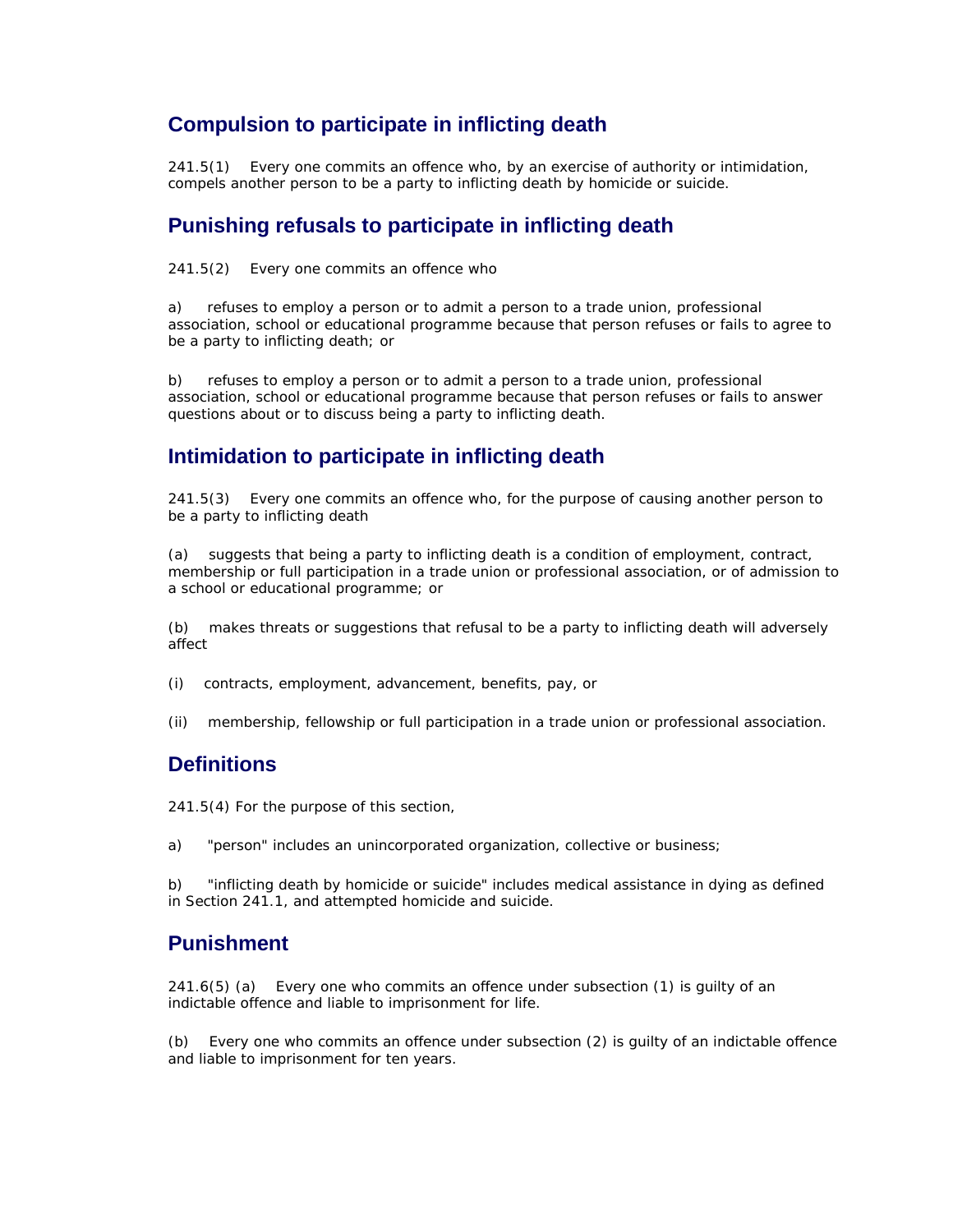## Compulsion to participate in inflicting death

241.5(1) Every one commits an offence who, by an exercise of authority or intimidation, compels another person to be a party to inflicting death by homicide or suicide.

## Punishing refusals to participate in inflicting death

241.5(2) Every one commits an offence who

a) refuses to employ a person or to admit a person to a trade union, professional association, school or educational programme because that person refuses or fails to agree to be a party to inflicting death; or

b) refuses to employ a person or to admit a person to a trade union, professional association, school or educational programme because that person refuses or fails to answer questions about or to discuss being a party to inflicting death.

## Intimidation to participate in inflicting death

241.5(3) Every one commits an offence who, for the purpose of causing another person to be a party to inflicting death

(a) suggests that being a party to inflicting death is a condition of employment, contract, membership or full participation in a trade union or professional association, or of admission to a school or educational programme; or

(b) makes threats or suggestions that refusal to be a party to inflicting death will adversely affect

(i) contracts, employment, advancement, benefits, pay, or

(ii) membership, fellowship or full participation in a trade union or professional association.

## Definitions

241.5(4) For the purpose of this section,

a) "person" includes an unincorporated organization, collective or business;

b) "inflicting death by homicide or suicide" includes medical assistance in dying as defined in Section 241.1, and attempted homicide and suicide.

## Punishment

241.6(5) (a) Every one who commits an offence under subsection (1) is guilty of an indictable offence and liable to imprisonment for life.

(b) Every one who commits an offence under subsection (2) is guilty of an indictable offence and liable to imprisonment for ten years.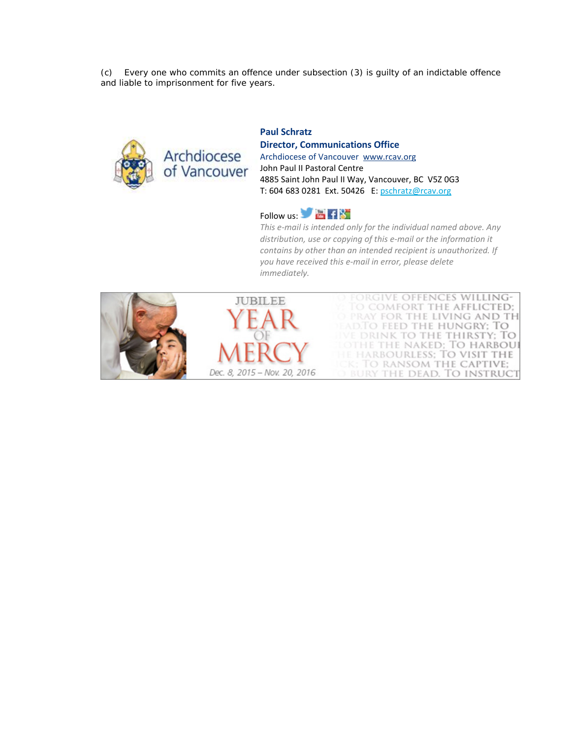(c) Every one who commits an offence under subsection (3) is guilty of an indictable offence and liable to imprisonment for five years.

Archdiocese of Vancouver

**Paul Schratz**
**Director, Communications Office**
Archdiocese of Vancouver www.rcav.org
John Paul II Pastoral Centre
4885 Saint John Paul II Way, Vancouver, BC V5Z 0G3
T: 604 683 0281 Ext. 50426 E: pschratz@rcav.org

Follow us:

*This e-mail is intended only for the individual named above. Any distribution, use or copying of this e-mail or the information it contains by other than an intended recipient is unauthorized. If you have received this e-mail in error, please delete immediately.*

JUBILEE YEAR OF MERCY
Dec. 8, 2015 – Nov. 20, 2016

TO FORGIVE OFFENCES WILLINGLY; TO COMFORT THE AFFLICTED; TO PRAY FOR THE LIVING AND THE DEAD. TO FEED THE HUNGRY; TO GIVE DRINK TO THE THIRSTY; TO CLOTHE THE NAKED; TO HARBOUR THE HARBOURLESS; TO VISIT THE SICK; TO RANSOM THE CAPTIVE; TO BURY THE DEAD. TO INSTRUCT